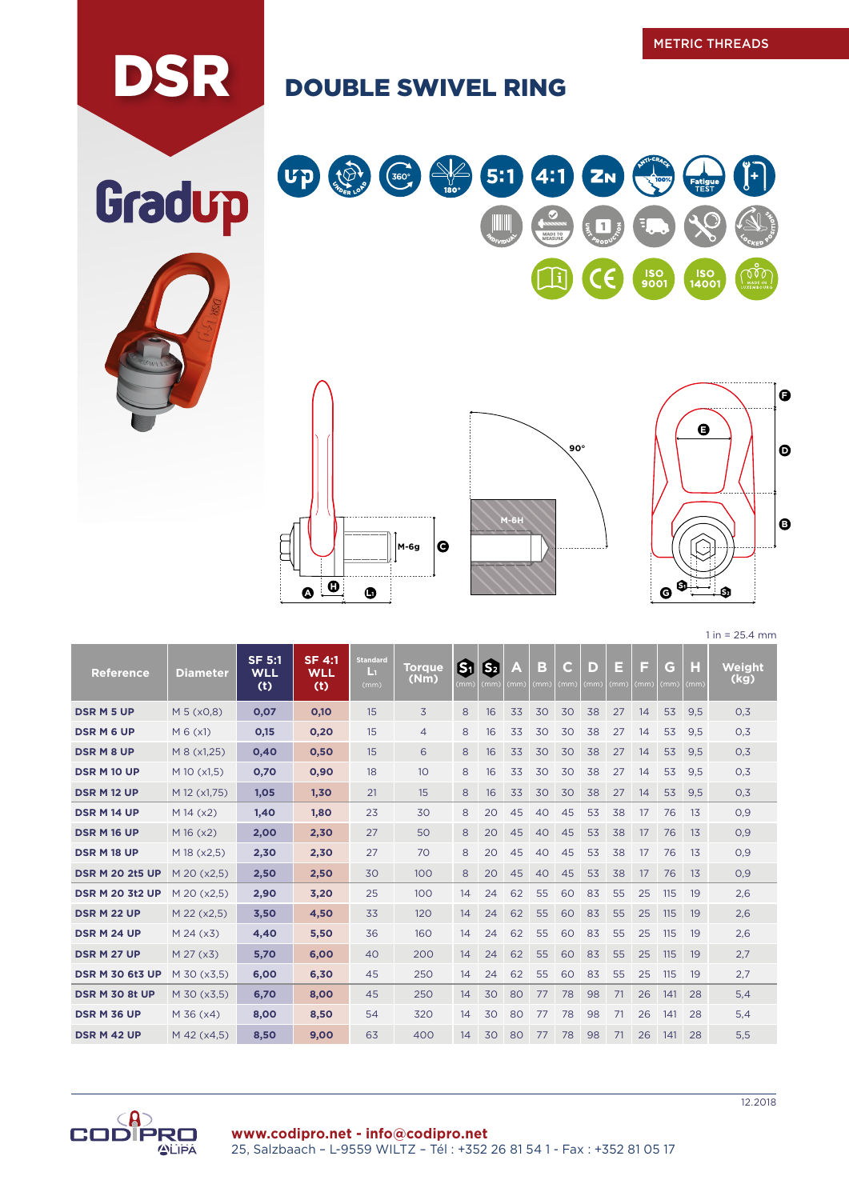METRIC THREADS

# DSR

## DOUBLE SWIVEL RING

Gradup

1 in = 25.4 mm

| Reference | Diameter | SF 5:1 WLL (t) | SF 4:1 WLL (t) | Standard L1 (mm) | Torque (Nm) | S1 (mm) | S2 (mm) | A (mm) | B (mm) | C (mm) | D (mm) | E (mm) | F (mm) | G (mm) | H (mm) | Weight (kg) |
|---|---|---|---|---|---|---|---|---|---|---|---|---|---|---|---|---|
| **DSR M 5 UP** | M 5 (x0,8) | **0,07** | **0,10** | 15 | 3 | 8 | 16 | 33 | 30 | 30 | 38 | 27 | 14 | 53 | 9,5 | 0,3 |
| **DSR M 6 UP** | M 6 (x1) | **0,15** | **0,20** | 15 | 4 | 8 | 16 | 33 | 30 | 30 | 38 | 27 | 14 | 53 | 9,5 | 0,3 |
| **DSR M 8 UP** | M 8 (x1,25) | **0,40** | **0,50** | 15 | 6 | 8 | 16 | 33 | 30 | 30 | 38 | 27 | 14 | 53 | 9,5 | 0,3 |
| **DSR M 10 UP** | M 10 (x1,5) | **0,70** | **0,90** | 18 | 10 | 8 | 16 | 33 | 30 | 30 | 38 | 27 | 14 | 53 | 9,5 | 0,3 |
| **DSR M 12 UP** | M 12 (x1,75) | **1,05** | **1,30** | 21 | 15 | 8 | 16 | 33 | 30 | 30 | 38 | 27 | 14 | 53 | 9,5 | 0,3 |
| **DSR M 14 UP** | M 14 (x2) | **1,40** | **1,80** | 23 | 30 | 8 | 20 | 45 | 40 | 45 | 53 | 38 | 17 | 76 | 13 | 0,9 |
| **DSR M 16 UP** | M 16 (x2) | **2,00** | **2,30** | 27 | 50 | 8 | 20 | 45 | 40 | 45 | 53 | 38 | 17 | 76 | 13 | 0,9 |
| **DSR M 18 UP** | M 18 (x2,5) | **2,30** | **2,30** | 27 | 70 | 8 | 20 | 45 | 40 | 45 | 53 | 38 | 17 | 76 | 13 | 0,9 |
| **DSR M 20 2t5 UP** | M 20 (x2,5) | **2,50** | **2,50** | 30 | 100 | 8 | 20 | 45 | 40 | 45 | 53 | 38 | 17 | 76 | 13 | 0,9 |
| **DSR M 20 3t2 UP** | M 20 (x2,5) | **2,90** | **3,20** | 25 | 100 | 14 | 24 | 62 | 55 | 60 | 83 | 55 | 25 | 115 | 19 | 2,6 |
| **DSR M 22 UP** | M 22 (x2,5) | **3,50** | **4,50** | 33 | 120 | 14 | 24 | 62 | 55 | 60 | 83 | 55 | 25 | 115 | 19 | 2,6 |
| **DSR M 24 UP** | M 24 (x3) | **4,40** | **5,50** | 36 | 160 | 14 | 24 | 62 | 55 | 60 | 83 | 55 | 25 | 115 | 19 | 2,6 |
| **DSR M 27 UP** | M 27 (x3) | **5,70** | **6,00** | 40 | 200 | 14 | 24 | 62 | 55 | 60 | 83 | 55 | 25 | 115 | 19 | 2,7 |
| **DSR M 30 6t3 UP** | M 30 (x3,5) | **6,00** | **6,30** | 45 | 250 | 14 | 24 | 62 | 55 | 60 | 83 | 55 | 25 | 115 | 19 | 2,7 |
| **DSR M 30 8t UP** | M 30 (x3,5) | **6,70** | **8,00** | 45 | 250 | 14 | 30 | 80 | 77 | 78 | 98 | 71 | 26 | 141 | 28 | 5,4 |
| **DSR M 36 UP** | M 36 (x4) | **8,00** | **8,50** | 54 | 320 | 14 | 30 | 80 | 77 | 78 | 98 | 71 | 26 | 141 | 28 | 5,4 |
| **DSR M 42 UP** | M 42 (x4,5) | **8,50** | **9,00** | 63 | 400 | 14 | 30 | 80 | 77 | 78 | 98 | 71 | 26 | 141 | 28 | 5,5 |

12.2018

**www.codipro.net - info@codipro.net**
25, Salzbaach – L-9559 WILTZ – Tél : +352 26 81 54 1 - Fax : +352 81 05 17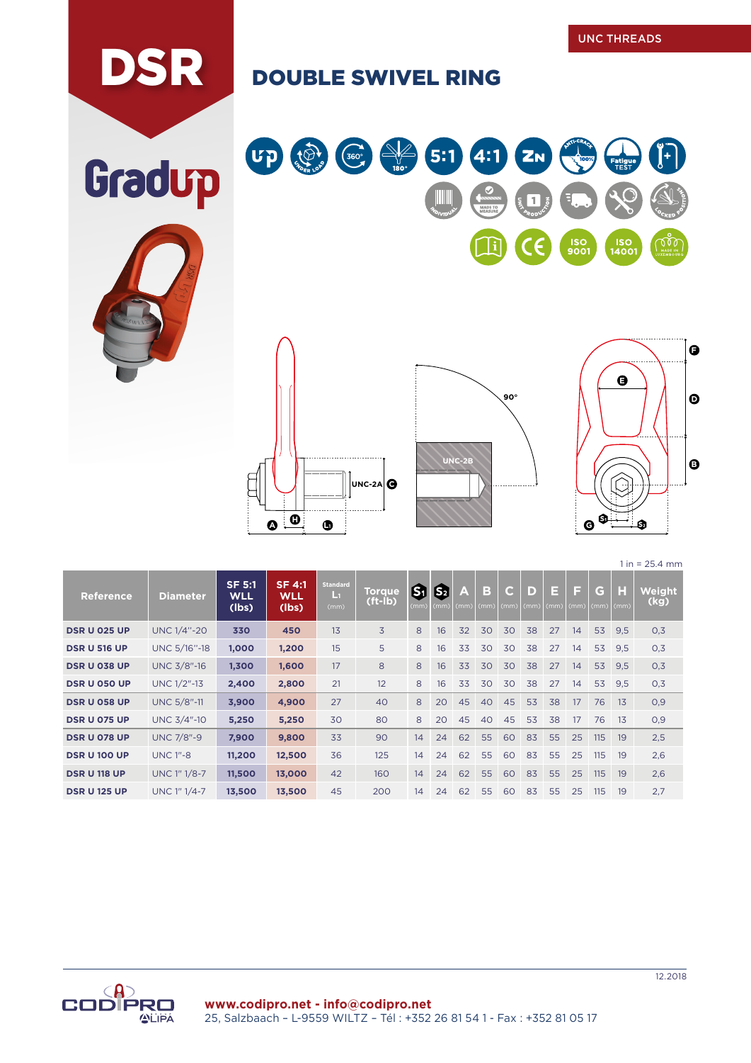UNC THREADS

# DSR

## DOUBLE SWIVEL RING

Gradup

1 in = 25.4 mm

| Reference | Diameter | SF 5:1 WLL (lbs) | SF 4:1 WLL (lbs) | Standard $L_1$ (mm) | Torque (ft-lb) | $S_1$ (mm) | $S_2$ (mm) | A (mm) | B (mm) | C (mm) | D (mm) | E (mm) | F (mm) | G (mm) | H (mm) | Weight (kg) |
|---|---|---|---|---|---|---|---|---|---|---|---|---|---|---|---|---|
| DSR U 025 UP | UNC 1/4"-20 | 330 | 450 | 13 | 3 | 8 | 16 | 32 | 30 | 30 | 38 | 27 | 14 | 53 | 9,5 | 0,3 |
| DSR U 516 UP | UNC 5/16"-18 | 1,000 | 1,200 | 15 | 5 | 8 | 16 | 33 | 30 | 30 | 38 | 27 | 14 | 53 | 9,5 | 0,3 |
| DSR U 038 UP | UNC 3/8"-16 | 1,300 | 1,600 | 17 | 8 | 8 | 16 | 33 | 30 | 30 | 38 | 27 | 14 | 53 | 9,5 | 0,3 |
| DSR U 050 UP | UNC 1/2"-13 | 2,400 | 2,800 | 21 | 12 | 8 | 16 | 33 | 30 | 30 | 38 | 27 | 14 | 53 | 9,5 | 0,3 |
| DSR U 058 UP | UNC 5/8"-11 | 3,900 | 4,900 | 27 | 40 | 8 | 20 | 45 | 40 | 45 | 53 | 38 | 17 | 76 | 13 | 0,9 |
| DSR U 075 UP | UNC 3/4"-10 | 5,250 | 5,250 | 30 | 80 | 8 | 20 | 45 | 40 | 45 | 53 | 38 | 17 | 76 | 13 | 0,9 |
| DSR U 078 UP | UNC 7/8"-9 | 7,900 | 9,800 | 33 | 90 | 14 | 24 | 62 | 55 | 60 | 83 | 55 | 25 | 115 | 19 | 2,5 |
| DSR U 100 UP | UNC 1"-8 | 11,200 | 12,500 | 36 | 125 | 14 | 24 | 62 | 55 | 60 | 83 | 55 | 25 | 115 | 19 | 2,6 |
| DSR U 118 UP | UNC 1" 1/8-7 | 11,500 | 13,000 | 42 | 160 | 14 | 24 | 62 | 55 | 60 | 83 | 55 | 25 | 115 | 19 | 2,6 |
| DSR U 125 UP | UNC 1" 1/4-7 | 13,500 | 13,500 | 45 | 200 | 14 | 24 | 62 | 55 | 60 | 83 | 55 | 25 | 115 | 19 | 2,7 |

12.2018

**www.codipro.net - info@codipro.net**
25, Salzbaach – L-9559 WILTZ – Tél : +352 26 81 54 1 - Fax : +352 81 05 17